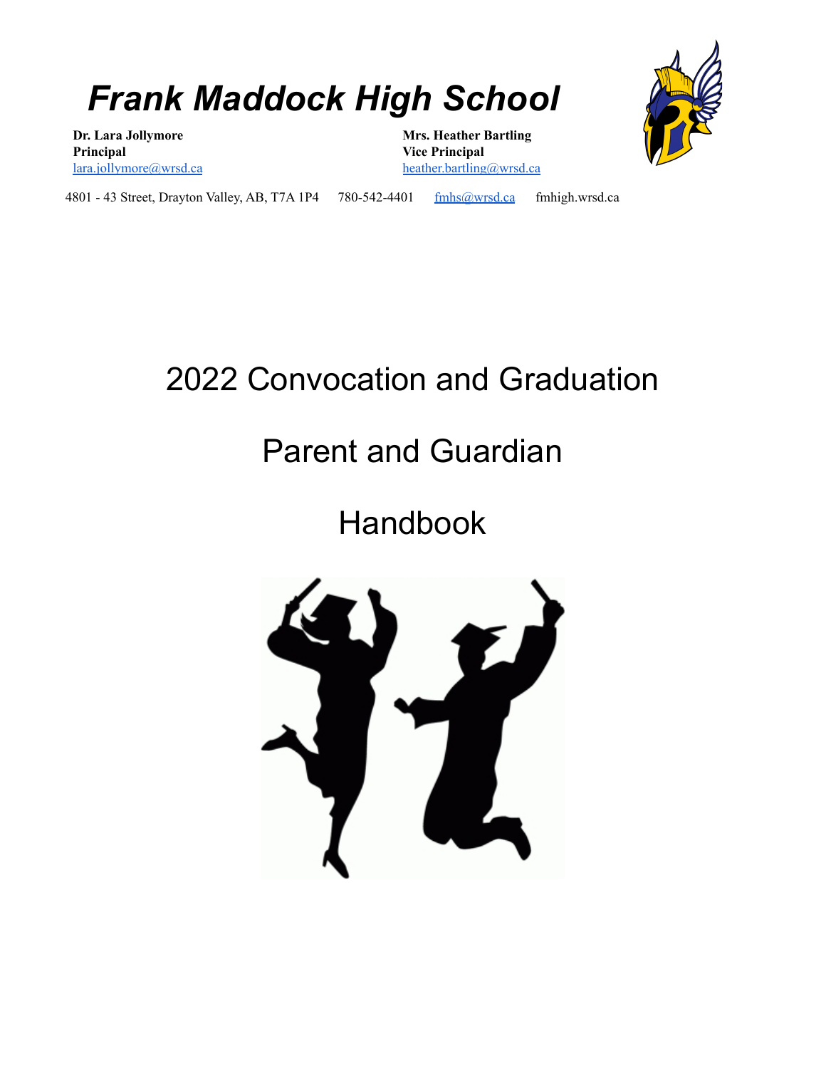# *Frank Maddock High School*

**Dr. Lara Jollymore**
**Principal**
lara.jollymore@wrsd.ca

**Mrs. Heather Bartling**
**Vice Principal**
heather.bartling@wrsd.ca

4801 - 43 Street, Drayton Valley, AB, T7A 1P4 780-542-4401 fmhs@wrsd.ca fmhigh.wrsd.ca

# 2022 Convocation and Graduation

# Parent and Guardian

# Handbook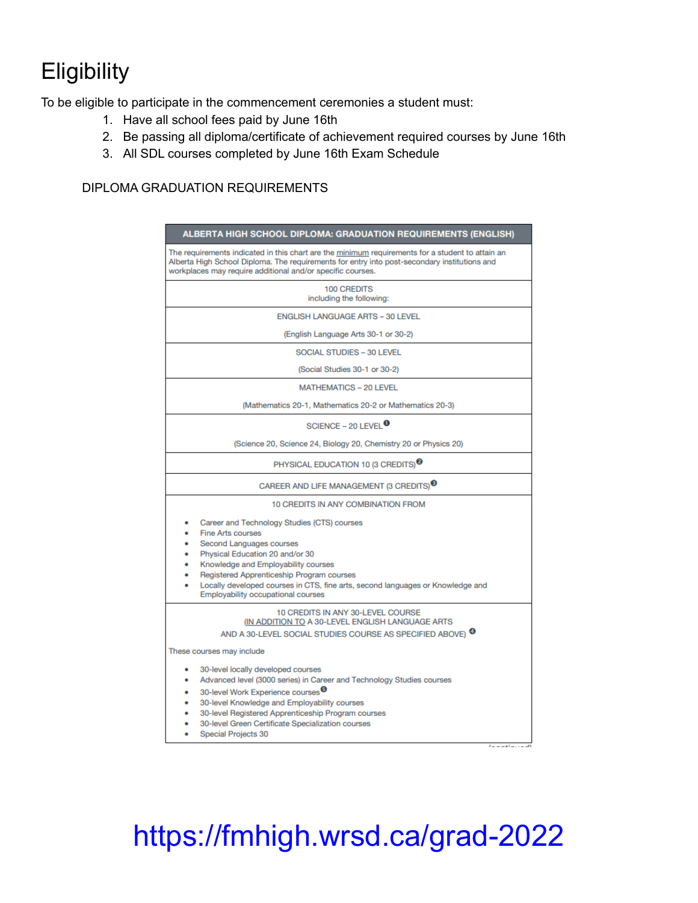# Eligibility

To be eligible to participate in the commencement ceremonies a student must:

1. Have all school fees paid by June 16th
2. Be passing all diploma/certificate of achievement required courses by June 16th
3. All SDL courses completed by June 16th Exam Schedule

DIPLOMA GRADUATION REQUIREMENTS

| ALBERTA HIGH SCHOOL DIPLOMA: GRADUATION REQUIREMENTS (ENGLISH) |
|---|
| The requirements indicated in this chart are the minimum requirements for a student to attain an Alberta High School Diploma. The requirements for entry into post-secondary institutions and workplaces may require additional and/or specific courses. |
| 100 CREDITS<br>including the following: |
| ENGLISH LANGUAGE ARTS – 30 LEVEL<br>(English Language Arts 30-1 or 30-2) |
| SOCIAL STUDIES – 30 LEVEL<br>(Social Studies 30-1 or 30-2) |
| MATHEMATICS – 20 LEVEL<br>(Mathematics 20-1, Mathematics 20-2 or Mathematics 20-3) |
| SCIENCE – 20 LEVEL [1]<br>(Science 20, Science 24, Biology 20, Chemistry 20 or Physics 20) |
| PHYSICAL EDUCATION 10 (3 CREDITS) [2] |
| CAREER AND LIFE MANAGEMENT (3 CREDITS) [3] |
| 10 CREDITS IN ANY COMBINATION FROM<br>• Career and Technology Studies (CTS) courses<br>• Fine Arts courses<br>• Second Languages courses<br>• Physical Education 20 and/or 30<br>• Knowledge and Employability courses<br>• Registered Apprenticeship Program courses<br>• Locally developed courses in CTS, fine arts, second languages or Knowledge and Employability occupational courses |
| 10 CREDITS IN ANY 30-LEVEL COURSE<br>(IN ADDITION TO A 30-LEVEL ENGLISH LANGUAGE ARTS AND A 30-LEVEL SOCIAL STUDIES COURSE AS SPECIFIED ABOVE) [4]<br>These courses may include<br>• 30-level locally developed courses<br>• Advanced level (3000 series) in Career and Technology Studies courses<br>• 30-level Work Experience courses [5]<br>• 30-level Knowledge and Employability courses<br>• 30-level Registered Apprenticeship Program courses<br>• 30-level Green Certificate Specialization courses<br>• Special Projects 30 |

(continued)

https://fmhigh.wrsd.ca/grad-2022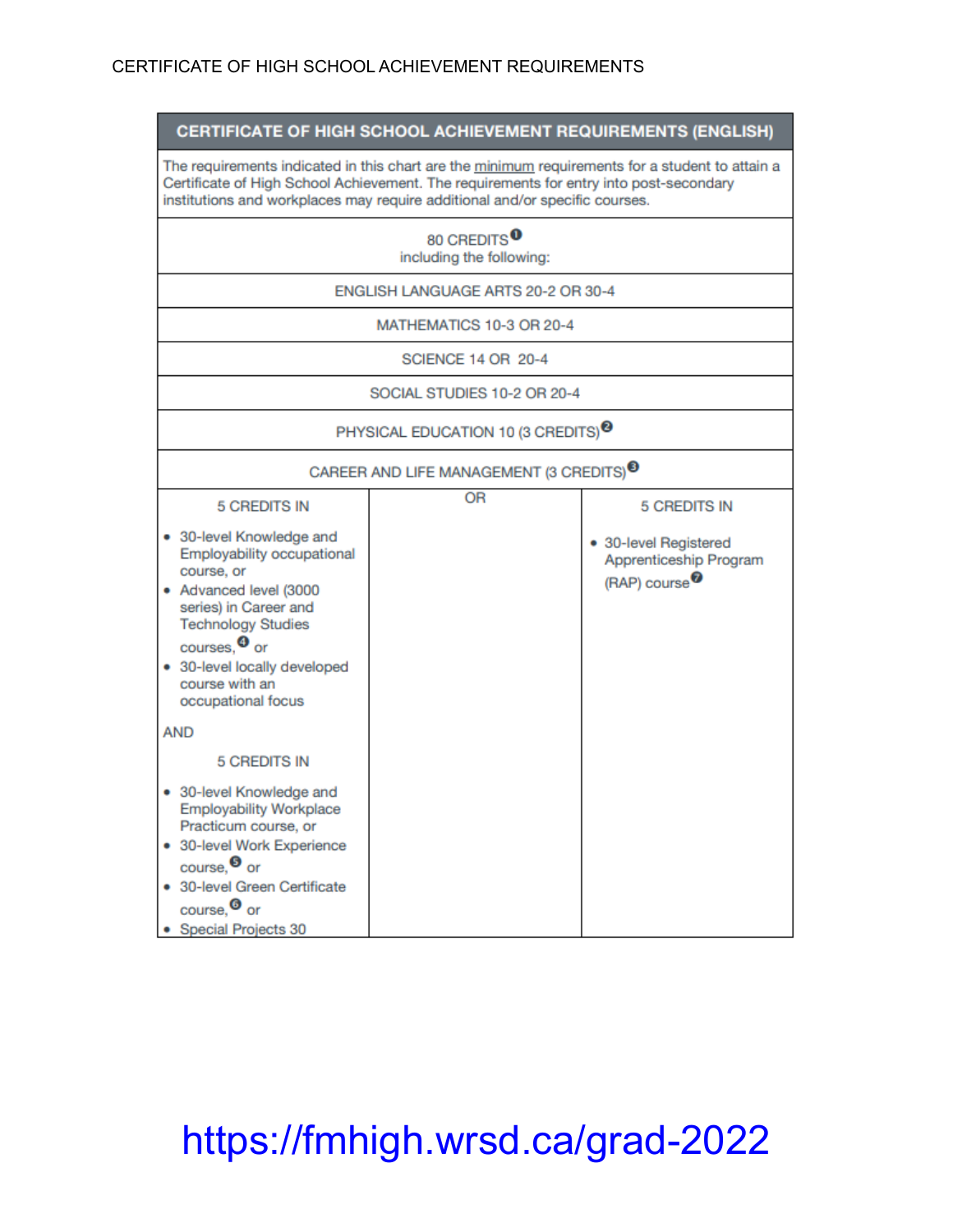CERTIFICATE OF HIGH SCHOOL ACHIEVEMENT REQUIREMENTS

| CERTIFICATE OF HIGH SCHOOL ACHIEVEMENT REQUIREMENTS (ENGLISH) | | |
|---|---|---|
| The requirements indicated in this chart are the minimum requirements for a student to attain a Certificate of High School Achievement. The requirements for entry into post-secondary institutions and workplaces may require additional and/or specific courses. | | |
| 80 CREDITS[1] including the following: | | |
| ENGLISH LANGUAGE ARTS 20-2 OR 30-4 | | |
| MATHEMATICS 10-3 OR 20-4 | | |
| SCIENCE 14 OR 20-4 | | |
| SOCIAL STUDIES 10-2 OR 20-4 | | |
| PHYSICAL EDUCATION 10 (3 CREDITS)[2] | | |
| CAREER AND LIFE MANAGEMENT (3 CREDITS)[3] | | |
| 5 CREDITS IN<br>• 30-level Knowledge and Employability occupational course, or<br>• Advanced level (3000 series) in Career and Technology Studies courses,[4] or<br>• 30-level locally developed course with an occupational focus<br>AND<br>5 CREDITS IN<br>• 30-level Knowledge and Employability Workplace Practicum course, or<br>• 30-level Work Experience course,[5] or<br>• 30-level Green Certificate course,[6] or<br>• Special Projects 30 | OR | 5 CREDITS IN<br>• 30-level Registered Apprenticeship Program (RAP) course[7] |

https://fmhigh.wrsd.ca/grad-2022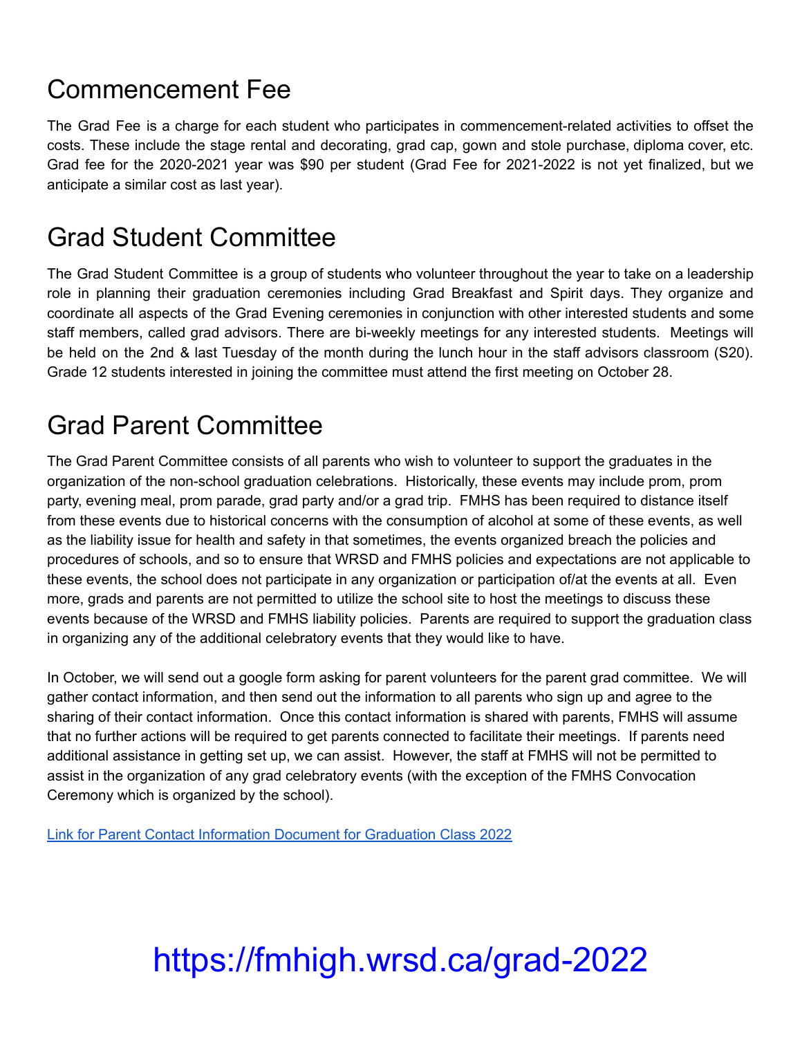# Commencement Fee

The Grad Fee is a charge for each student who participates in commencement-related activities to offset the costs. These include the stage rental and decorating, grad cap, gown and stole purchase, diploma cover, etc. Grad fee for the 2020-2021 year was $90 per student (Grad Fee for 2021-2022 is not yet finalized, but we anticipate a similar cost as last year).

# Grad Student Committee

The Grad Student Committee is a group of students who volunteer throughout the year to take on a leadership role in planning their graduation ceremonies including Grad Breakfast and Spirit days. They organize and coordinate all aspects of the Grad Evening ceremonies in conjunction with other interested students and some staff members, called grad advisors. There are bi-weekly meetings for any interested students. Meetings will be held on the 2nd & last Tuesday of the month during the lunch hour in the staff advisors classroom (S20). Grade 12 students interested in joining the committee must attend the first meeting on October 28.

# Grad Parent Committee

The Grad Parent Committee consists of all parents who wish to volunteer to support the graduates in the organization of the non-school graduation celebrations. Historically, these events may include prom, prom party, evening meal, prom parade, grad party and/or a grad trip. FMHS has been required to distance itself from these events due to historical concerns with the consumption of alcohol at some of these events, as well as the liability issue for health and safety in that sometimes, the events organized breach the policies and procedures of schools, and so to ensure that WRSD and FMHS policies and expectations are not applicable to these events, the school does not participate in any organization or participation of/at the events at all. Even more, grads and parents are not permitted to utilize the school site to host the meetings to discuss these events because of the WRSD and FMHS liability policies. Parents are required to support the graduation class in organizing any of the additional celebratory events that they would like to have.

In October, we will send out a google form asking for parent volunteers for the parent grad committee. We will gather contact information, and then send out the information to all parents who sign up and agree to the sharing of their contact information. Once this contact information is shared with parents, FMHS will assume that no further actions will be required to get parents connected to facilitate their meetings. If parents need additional assistance in getting set up, we can assist. However, the staff at FMHS will not be permitted to assist in the organization of any grad celebratory events (with the exception of the FMHS Convocation Ceremony which is organized by the school).

Link for Parent Contact Information Document for Graduation Class 2022

https://fmhigh.wrsd.ca/grad-2022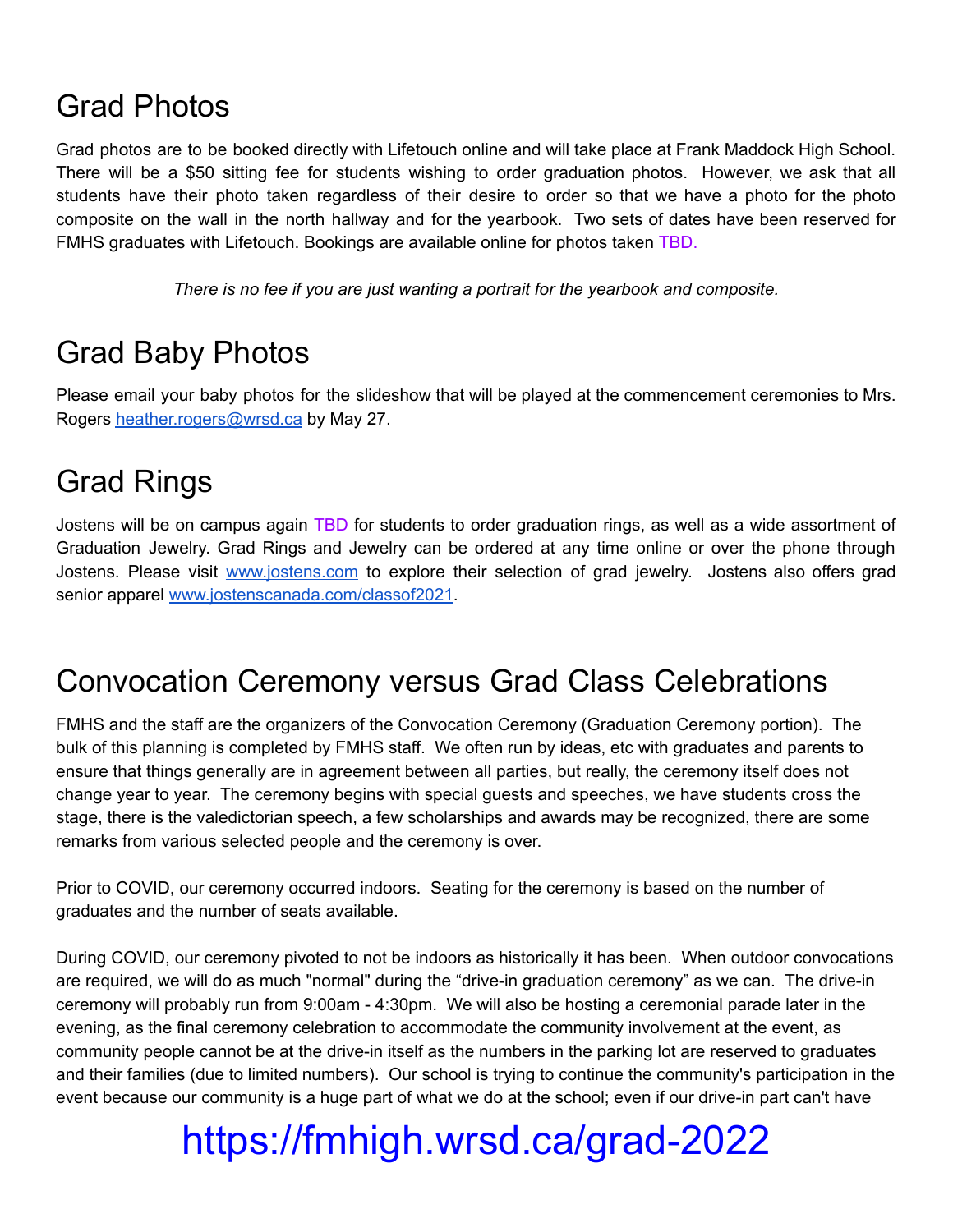# Grad Photos

Grad photos are to be booked directly with Lifetouch online and will take place at Frank Maddock High School. There will be a $50 sitting fee for students wishing to order graduation photos. However, we ask that all students have their photo taken regardless of their desire to order so that we have a photo for the photo composite on the wall in the north hallway and for the yearbook. Two sets of dates have been reserved for FMHS graduates with Lifetouch. Bookings are available online for photos taken TBD.

*There is no fee if you are just wanting a portrait for the yearbook and composite.*

# Grad Baby Photos

Please email your baby photos for the slideshow that will be played at the commencement ceremonies to Mrs. Rogers [heather.rogers@wrsd.ca](mailto:heather.rogers@wrsd.ca) by May 27.

# Grad Rings

Jostens will be on campus again TBD for students to order graduation rings, as well as a wide assortment of Graduation Jewelry. Grad Rings and Jewelry can be ordered at any time online or over the phone through Jostens. Please visit [www.jostens.com](http://www.jostens.com) to explore their selection of grad jewelry. Jostens also offers grad senior apparel [www.jostenscanada.com/classof2021](http://www.jostenscanada.com/classof2021).

# Convocation Ceremony versus Grad Class Celebrations

FMHS and the staff are the organizers of the Convocation Ceremony (Graduation Ceremony portion). The bulk of this planning is completed by FMHS staff. We often run by ideas, etc with graduates and parents to ensure that things generally are in agreement between all parties, but really, the ceremony itself does not change year to year. The ceremony begins with special guests and speeches, we have students cross the stage, there is the valedictorian speech, a few scholarships and awards may be recognized, there are some remarks from various selected people and the ceremony is over.

Prior to COVID, our ceremony occurred indoors. Seating for the ceremony is based on the number of graduates and the number of seats available.

During COVID, our ceremony pivoted to not be indoors as historically it has been. When outdoor convocations are required, we will do as much "normal" during the "drive-in graduation ceremony" as we can. The drive-in ceremony will probably run from 9:00am - 4:30pm. We will also be hosting a ceremonial parade later in the evening, as the final ceremony celebration to accommodate the community involvement at the event, as community people cannot be at the drive-in itself as the numbers in the parking lot are reserved to graduates and their families (due to limited numbers). Our school is trying to continue the community's participation in the event because our community is a huge part of what we do at the school; even if our drive-in part can't have

https://fmhigh.wrsd.ca/grad-2022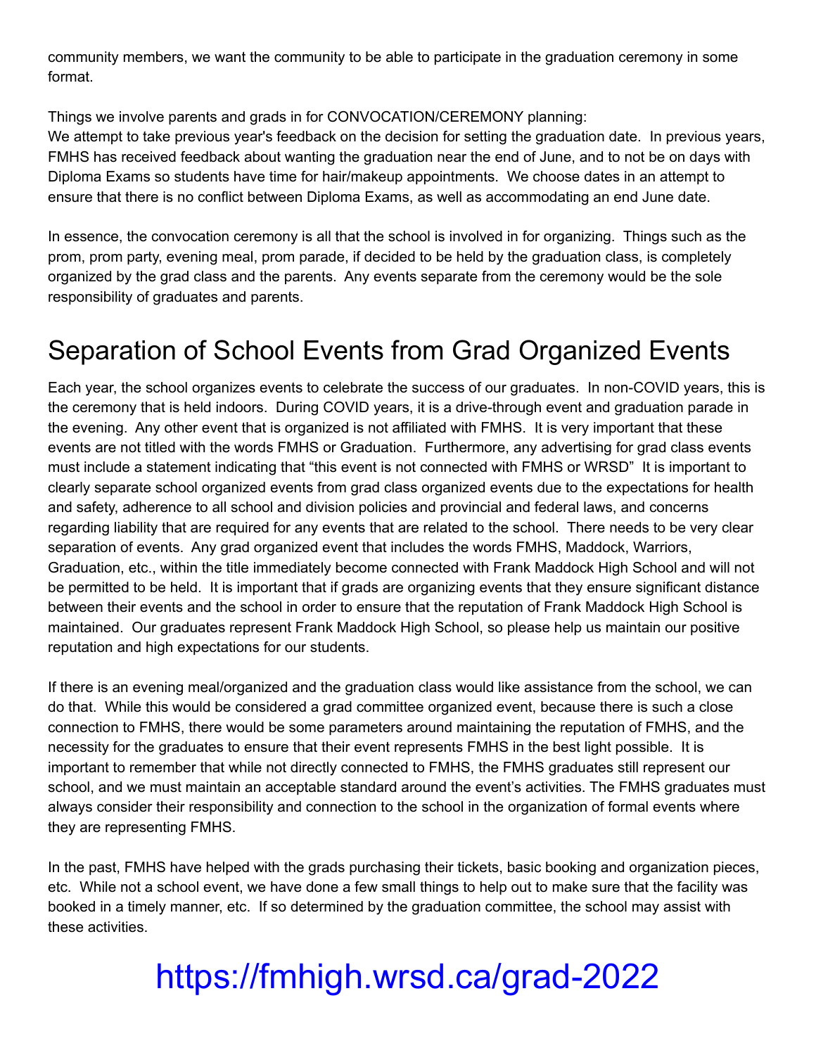community members, we want the community to be able to participate in the graduation ceremony in some format.

Things we involve parents and grads in for CONVOCATION/CEREMONY planning:
We attempt to take previous year's feedback on the decision for setting the graduation date. In previous years, FMHS has received feedback about wanting the graduation near the end of June, and to not be on days with Diploma Exams so students have time for hair/makeup appointments. We choose dates in an attempt to ensure that there is no conflict between Diploma Exams, as well as accommodating an end June date.

In essence, the convocation ceremony is all that the school is involved in for organizing. Things such as the prom, prom party, evening meal, prom parade, if decided to be held by the graduation class, is completely organized by the grad class and the parents. Any events separate from the ceremony would be the sole responsibility of graduates and parents.

# Separation of School Events from Grad Organized Events

Each year, the school organizes events to celebrate the success of our graduates. In non-COVID years, this is the ceremony that is held indoors. During COVID years, it is a drive-through event and graduation parade in the evening. Any other event that is organized is not affiliated with FMHS. It is very important that these events are not titled with the words FMHS or Graduation. Furthermore, any advertising for grad class events must include a statement indicating that "this event is not connected with FMHS or WRSD" It is important to clearly separate school organized events from grad class organized events due to the expectations for health and safety, adherence to all school and division policies and provincial and federal laws, and concerns regarding liability that are required for any events that are related to the school. There needs to be very clear separation of events. Any grad organized event that includes the words FMHS, Maddock, Warriors, Graduation, etc., within the title immediately become connected with Frank Maddock High School and will not be permitted to be held. It is important that if grads are organizing events that they ensure significant distance between their events and the school in order to ensure that the reputation of Frank Maddock High School is maintained. Our graduates represent Frank Maddock High School, so please help us maintain our positive reputation and high expectations for our students.

If there is an evening meal/organized and the graduation class would like assistance from the school, we can do that. While this would be considered a grad committee organized event, because there is such a close connection to FMHS, there would be some parameters around maintaining the reputation of FMHS, and the necessity for the graduates to ensure that their event represents FMHS in the best light possible. It is important to remember that while not directly connected to FMHS, the FMHS graduates still represent our school, and we must maintain an acceptable standard around the event's activities. The FMHS graduates must always consider their responsibility and connection to the school in the organization of formal events where they are representing FMHS.

In the past, FMHS have helped with the grads purchasing their tickets, basic booking and organization pieces, etc. While not a school event, we have done a few small things to help out to make sure that the facility was booked in a timely manner, etc. If so determined by the graduation committee, the school may assist with these activities.

# https://fmhigh.wrsd.ca/grad-2022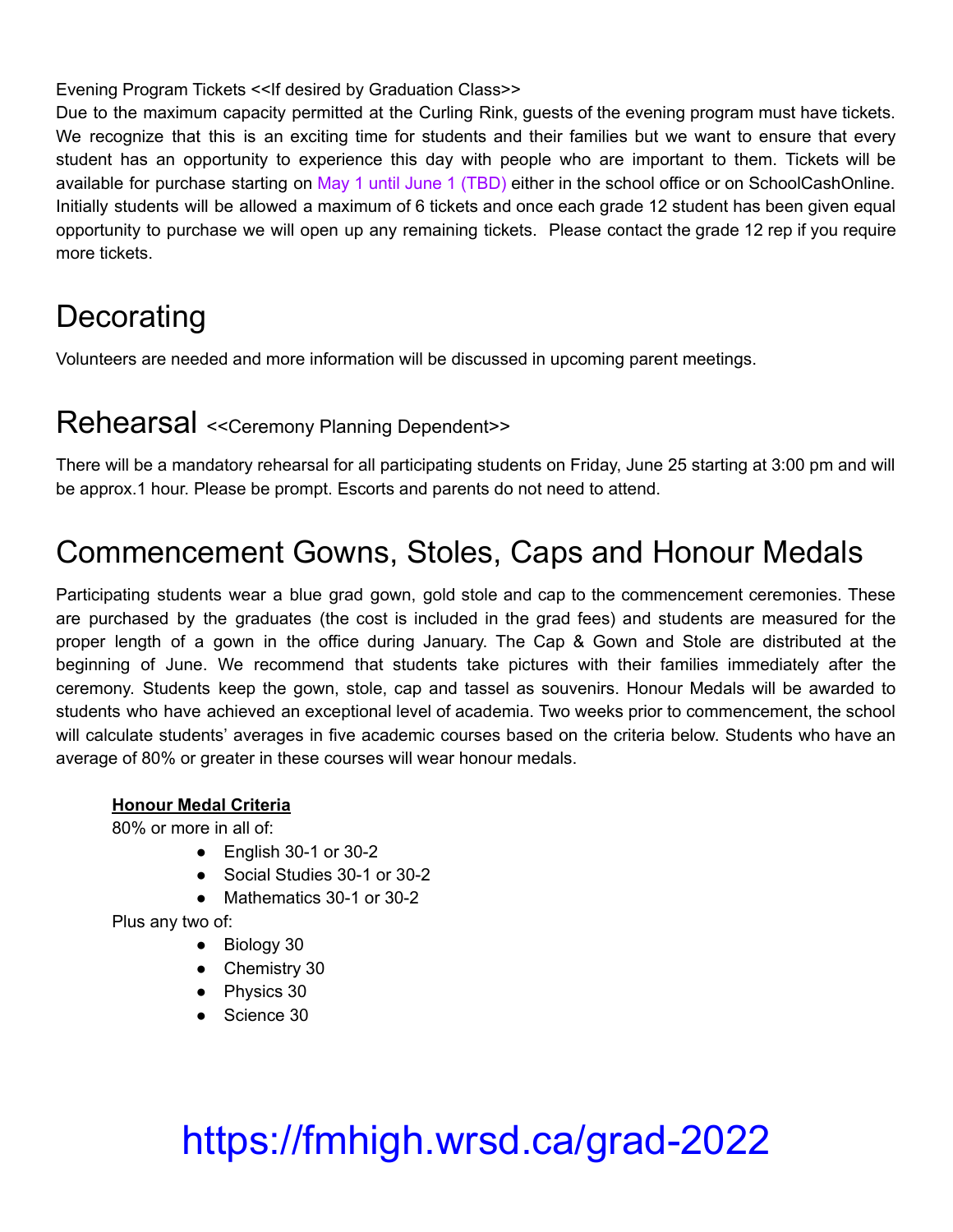Evening Program Tickets <<If desired by Graduation Class>>

Due to the maximum capacity permitted at the Curling Rink, guests of the evening program must have tickets. We recognize that this is an exciting time for students and their families but we want to ensure that every student has an opportunity to experience this day with people who are important to them. Tickets will be available for purchase starting on May 1 until June 1 (TBD) either in the school office or on SchoolCashOnline. Initially students will be allowed a maximum of 6 tickets and once each grade 12 student has been given equal opportunity to purchase we will open up any remaining tickets. Please contact the grade 12 rep if you require more tickets.

# Decorating

Volunteers are needed and more information will be discussed in upcoming parent meetings.

# Rehearsal <<Ceremony Planning Dependent>>

There will be a mandatory rehearsal for all participating students on Friday, June 25 starting at 3:00 pm and will be approx.1 hour. Please be prompt. Escorts and parents do not need to attend.

# Commencement Gowns, Stoles, Caps and Honour Medals

Participating students wear a blue grad gown, gold stole and cap to the commencement ceremonies. These are purchased by the graduates (the cost is included in the grad fees) and students are measured for the proper length of a gown in the office during January. The Cap & Gown and Stole are distributed at the beginning of June. We recommend that students take pictures with their families immediately after the ceremony. Students keep the gown, stole, cap and tassel as souvenirs. Honour Medals will be awarded to students who have achieved an exceptional level of academia. Two weeks prior to commencement, the school will calculate students' averages in five academic courses based on the criteria below. Students who have an average of 80% or greater in these courses will wear honour medals.

**Honour Medal Criteria**

80% or more in all of:

- English 30-1 or 30-2
- Social Studies 30-1 or 30-2
- Mathematics 30-1 or 30-2

Plus any two of:

- Biology 30
- Chemistry 30
- Physics 30
- Science 30

https://fmhigh.wrsd.ca/grad-2022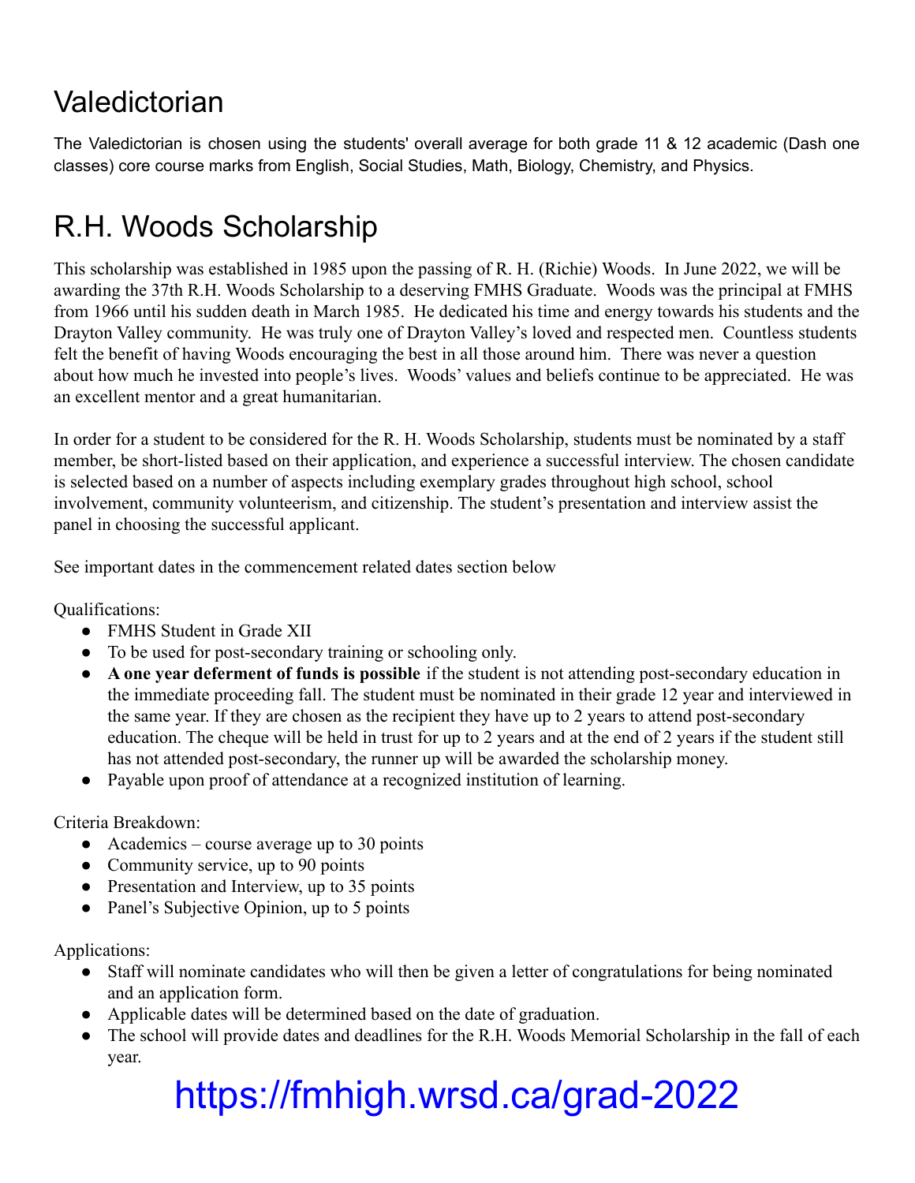# Valedictorian

The Valedictorian is chosen using the students' overall average for both grade 11 & 12 academic (Dash one classes) core course marks from English, Social Studies, Math, Biology, Chemistry, and Physics.

# R.H. Woods Scholarship

This scholarship was established in 1985 upon the passing of R. H. (Richie) Woods. In June 2022, we will be awarding the 37th R.H. Woods Scholarship to a deserving FMHS Graduate. Woods was the principal at FMHS from 1966 until his sudden death in March 1985. He dedicated his time and energy towards his students and the Drayton Valley community. He was truly one of Drayton Valley's loved and respected men. Countless students felt the benefit of having Woods encouraging the best in all those around him. There was never a question about how much he invested into people's lives. Woods' values and beliefs continue to be appreciated. He was an excellent mentor and a great humanitarian.

In order for a student to be considered for the R. H. Woods Scholarship, students must be nominated by a staff member, be short-listed based on their application, and experience a successful interview. The chosen candidate is selected based on a number of aspects including exemplary grades throughout high school, school involvement, community volunteerism, and citizenship. The student's presentation and interview assist the panel in choosing the successful applicant.

See important dates in the commencement related dates section below

Qualifications:

- FMHS Student in Grade XII
- To be used for post-secondary training or schooling only.
- **A one year deferment of funds is possible** if the student is not attending post-secondary education in the immediate proceeding fall. The student must be nominated in their grade 12 year and interviewed in the same year. If they are chosen as the recipient they have up to 2 years to attend post-secondary education. The cheque will be held in trust for up to 2 years and at the end of 2 years if the student still has not attended post-secondary, the runner up will be awarded the scholarship money.
- Payable upon proof of attendance at a recognized institution of learning.

Criteria Breakdown:

- Academics – course average up to 30 points
- Community service, up to 90 points
- Presentation and Interview, up to 35 points
- Panel's Subjective Opinion, up to 5 points

Applications:

- Staff will nominate candidates who will then be given a letter of congratulations for being nominated and an application form.
- Applicable dates will be determined based on the date of graduation.
- The school will provide dates and deadlines for the R.H. Woods Memorial Scholarship in the fall of each year.

https://fmhigh.wrsd.ca/grad-2022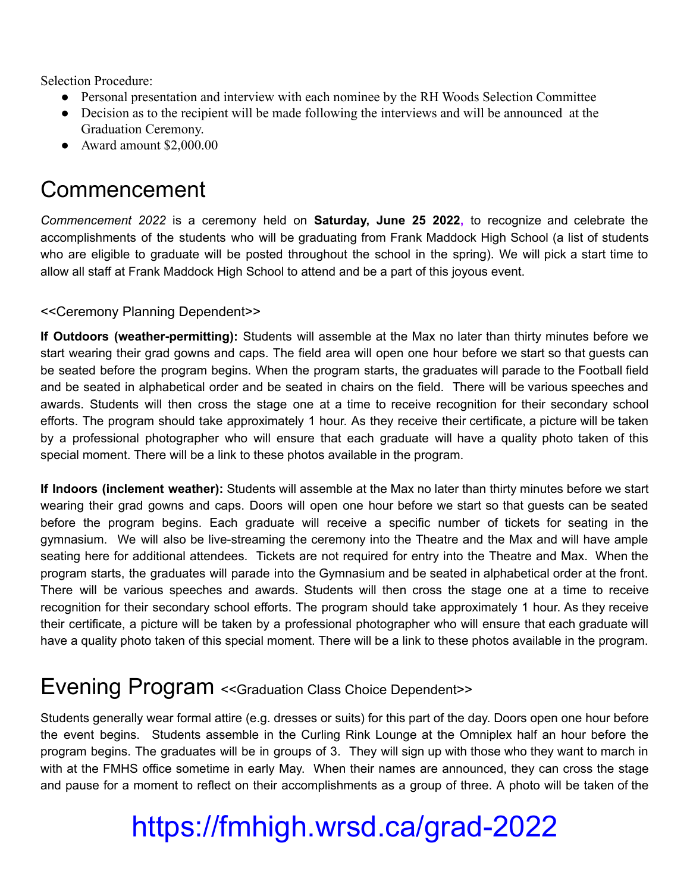Selection Procedure:

- Personal presentation and interview with each nominee by the RH Woods Selection Committee
- Decision as to the recipient will be made following the interviews and will be announced at the Graduation Ceremony.
- Award amount $2,000.00

# Commencement

*Commencement 2022* is a ceremony held on **Saturday, June 25 2022**, to recognize and celebrate the accomplishments of the students who will be graduating from Frank Maddock High School (a list of students who are eligible to graduate will be posted throughout the school in the spring). We will pick a start time to allow all staff at Frank Maddock High School to attend and be a part of this joyous event.

<<Ceremony Planning Dependent>>

**If Outdoors (weather-permitting):** Students will assemble at the Max no later than thirty minutes before we start wearing their grad gowns and caps. The field area will open one hour before we start so that guests can be seated before the program begins. When the program starts, the graduates will parade to the Football field and be seated in alphabetical order and be seated in chairs on the field. There will be various speeches and awards. Students will then cross the stage one at a time to receive recognition for their secondary school efforts. The program should take approximately 1 hour. As they receive their certificate, a picture will be taken by a professional photographer who will ensure that each graduate will have a quality photo taken of this special moment. There will be a link to these photos available in the program.

**If Indoors (inclement weather):** Students will assemble at the Max no later than thirty minutes before we start wearing their grad gowns and caps. Doors will open one hour before we start so that guests can be seated before the program begins. Each graduate will receive a specific number of tickets for seating in the gymnasium. We will also be live-streaming the ceremony into the Theatre and the Max and will have ample seating here for additional attendees. Tickets are not required for entry into the Theatre and Max. When the program starts, the graduates will parade into the Gymnasium and be seated in alphabetical order at the front. There will be various speeches and awards. Students will then cross the stage one at a time to receive recognition for their secondary school efforts. The program should take approximately 1 hour. As they receive their certificate, a picture will be taken by a professional photographer who will ensure that each graduate will have a quality photo taken of this special moment. There will be a link to these photos available in the program.

# Evening Program <<Graduation Class Choice Dependent>>

Students generally wear formal attire (e.g. dresses or suits) for this part of the day. Doors open one hour before the event begins. Students assemble in the Curling Rink Lounge at the Omniplex half an hour before the program begins. The graduates will be in groups of 3. They will sign up with those who they want to march in with at the FMHS office sometime in early May. When their names are announced, they can cross the stage and pause for a moment to reflect on their accomplishments as a group of three. A photo will be taken of the

https://fmhigh.wrsd.ca/grad-2022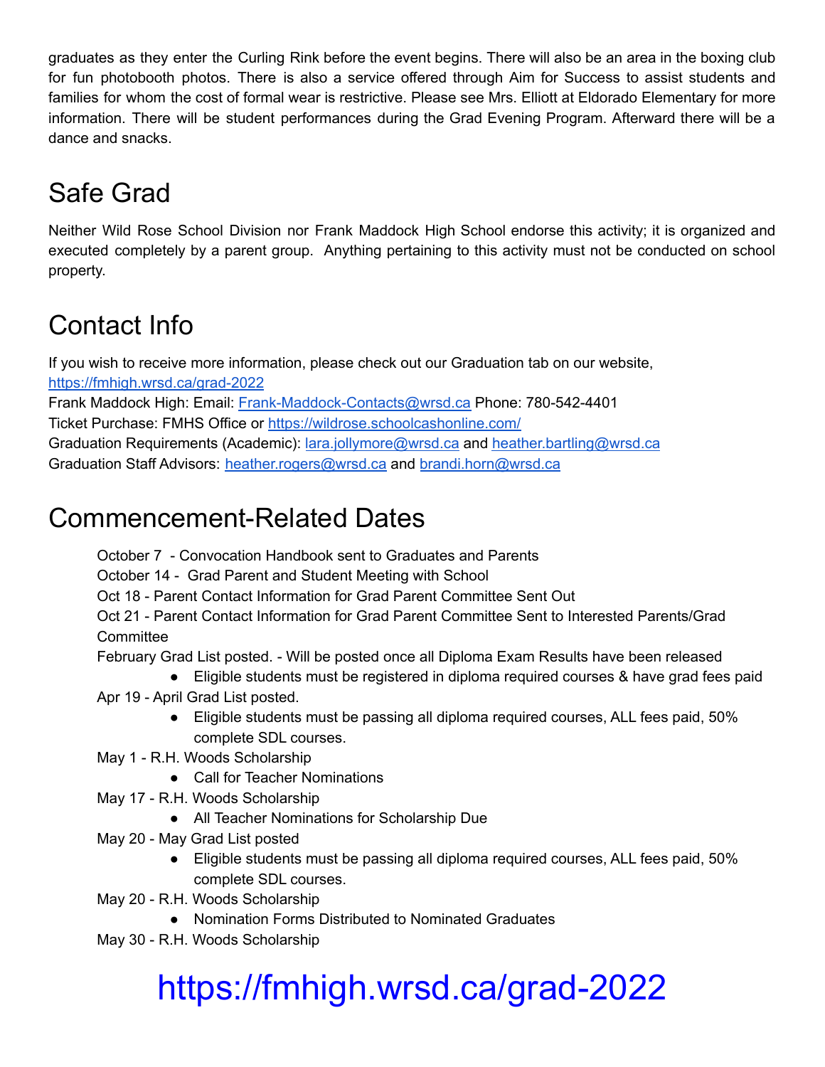graduates as they enter the Curling Rink before the event begins. There will also be an area in the boxing club for fun photobooth photos. There is also a service offered through Aim for Success to assist students and families for whom the cost of formal wear is restrictive. Please see Mrs. Elliott at Eldorado Elementary for more information. There will be student performances during the Grad Evening Program. Afterward there will be a dance and snacks.

# Safe Grad

Neither Wild Rose School Division nor Frank Maddock High School endorse this activity; it is organized and executed completely by a parent group. Anything pertaining to this activity must not be conducted on school property.

# Contact Info

If you wish to receive more information, please check out our Graduation tab on our website, https://fmhigh.wrsd.ca/grad-2022
Frank Maddock High: Email: Frank-Maddock-Contacts@wrsd.ca Phone: 780-542-4401
Ticket Purchase: FMHS Office or https://wildrose.schoolcashonline.com/
Graduation Requirements (Academic): lara.jollymore@wrsd.ca and heather.bartling@wrsd.ca
Graduation Staff Advisors: heather.rogers@wrsd.ca and brandi.horn@wrsd.ca

# Commencement-Related Dates

October 7 - Convocation Handbook sent to Graduates and Parents
October 14 - Grad Parent and Student Meeting with School
Oct 18 - Parent Contact Information for Grad Parent Committee Sent Out
Oct 21 - Parent Contact Information for Grad Parent Committee Sent to Interested Parents/Grad Committee
February Grad List posted. - Will be posted once all Diploma Exam Results have been released
- Eligible students must be registered in diploma required courses & have grad fees paid

Apr 19 - April Grad List posted.
- Eligible students must be passing all diploma required courses, ALL fees paid, 50% complete SDL courses.

May 1 - R.H. Woods Scholarship
- Call for Teacher Nominations

May 17 - R.H. Woods Scholarship
- All Teacher Nominations for Scholarship Due

May 20 - May Grad List posted
- Eligible students must be passing all diploma required courses, ALL fees paid, 50% complete SDL courses.

May 20 - R.H. Woods Scholarship
- Nomination Forms Distributed to Nominated Graduates

May 30 - R.H. Woods Scholarship

https://fmhigh.wrsd.ca/grad-2022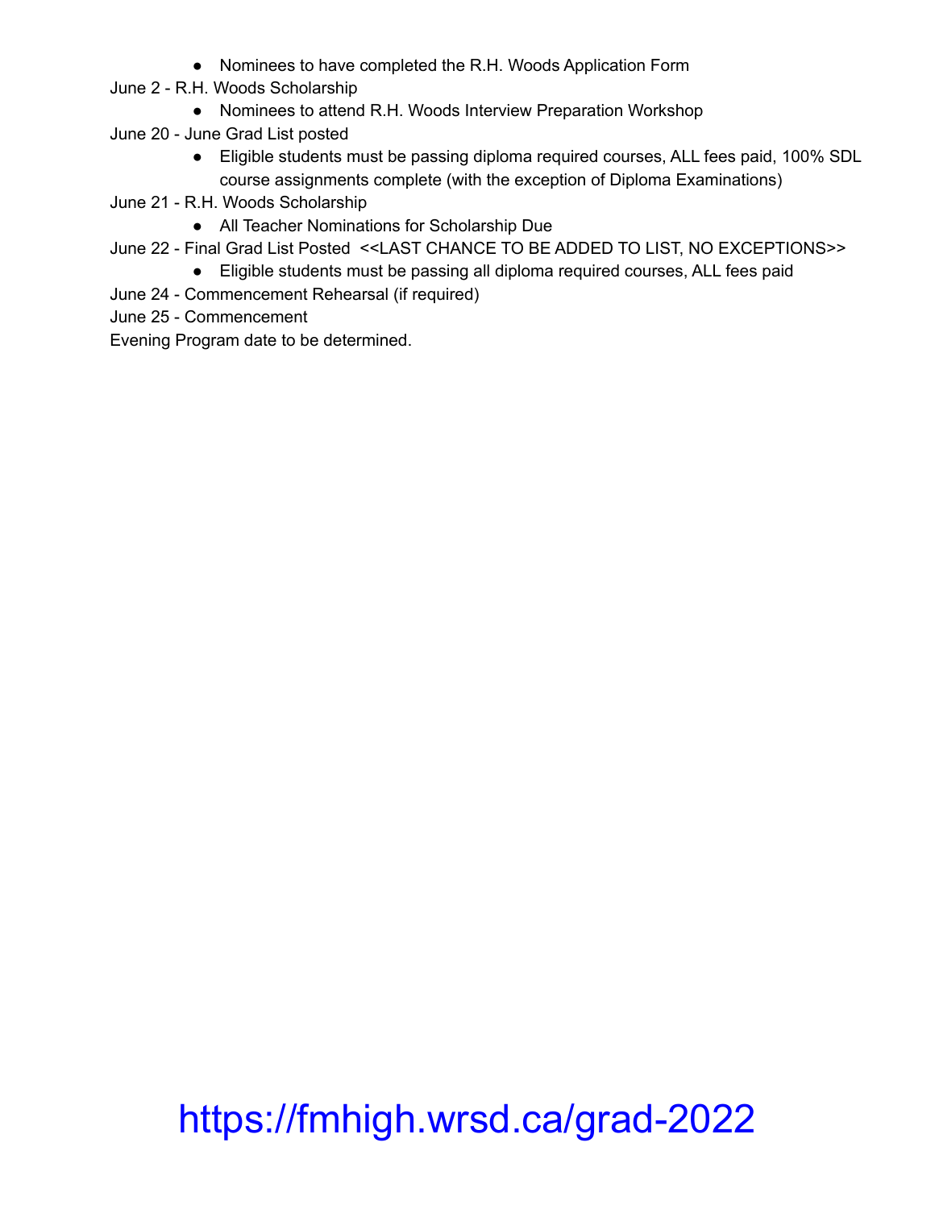- Nominees to have completed the R.H. Woods Application Form

June 2 - R.H. Woods Scholarship

- Nominees to attend R.H. Woods Interview Preparation Workshop

June 20 - June Grad List posted

- Eligible students must be passing diploma required courses, ALL fees paid, 100% SDL course assignments complete (with the exception of Diploma Examinations)

June 21 - R.H. Woods Scholarship

- All Teacher Nominations for Scholarship Due

June 22 - Final Grad List Posted <<LAST CHANCE TO BE ADDED TO LIST, NO EXCEPTIONS>>

- Eligible students must be passing all diploma required courses, ALL fees paid

June 24 - Commencement Rehearsal (if required)

June 25 - Commencement

Evening Program date to be determined.

https://fmhigh.wrsd.ca/grad-2022